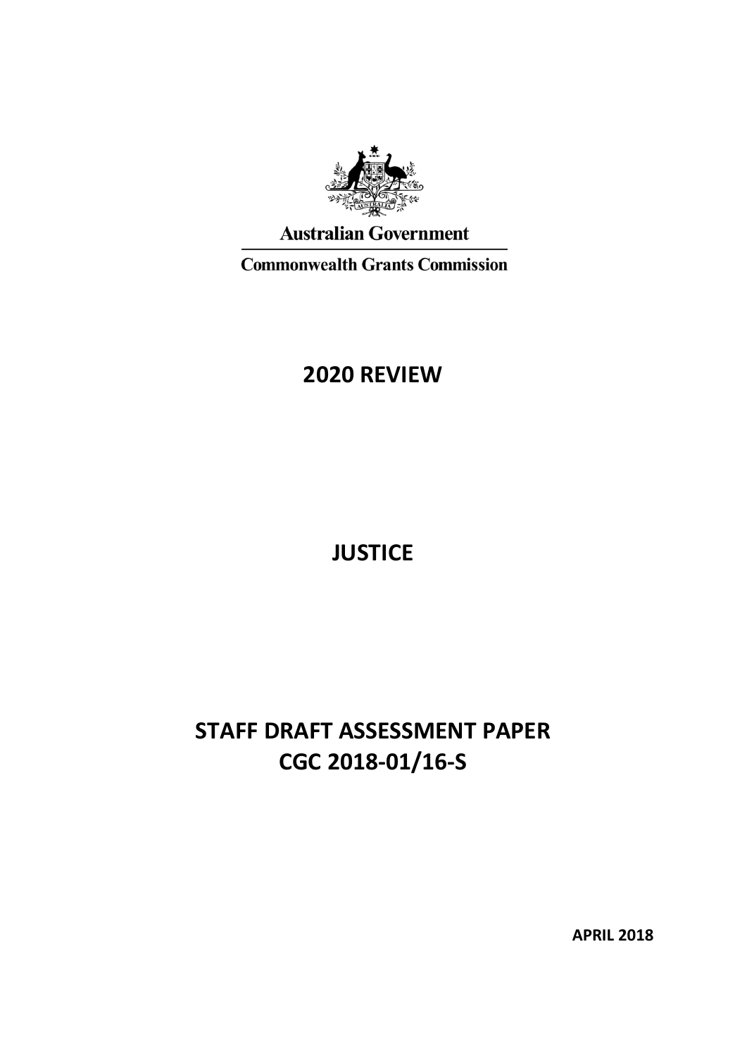Australian Government

Commonwealth Grants Commission

# 2020 REVIEW

# JUSTICE

# STAFF DRAFT ASSESSMENT PAPER
# CGC 2018-01/16-S

**APRIL 2018**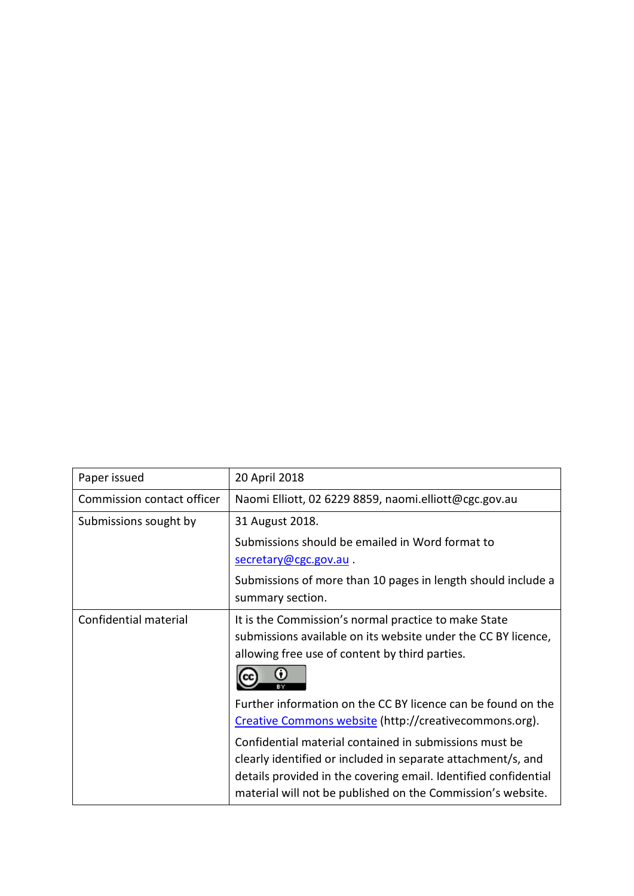| Paper issued | 20 April 2018 |
|---|---|
| Commission contact officer | Naomi Elliott, 02 6229 8859, naomi.elliott@cgc.gov.au |
| Submissions sought by | 31 August 2018.<br><br>Submissions should be emailed in Word format to secretary@cgc.gov.au .<br><br>Submissions of more than 10 pages in length should include a summary section. |
| Confidential material | It is the Commission's normal practice to make State submissions available on its website under the CC BY licence, allowing free use of content by third parties.<br><br>Further information on the CC BY licence can be found on the Creative Commons website (http://creativecommons.org).<br><br>Confidential material contained in submissions must be clearly identified or included in separate attachment/s, and details provided in the covering email. Identified confidential material will not be published on the Commission's website. |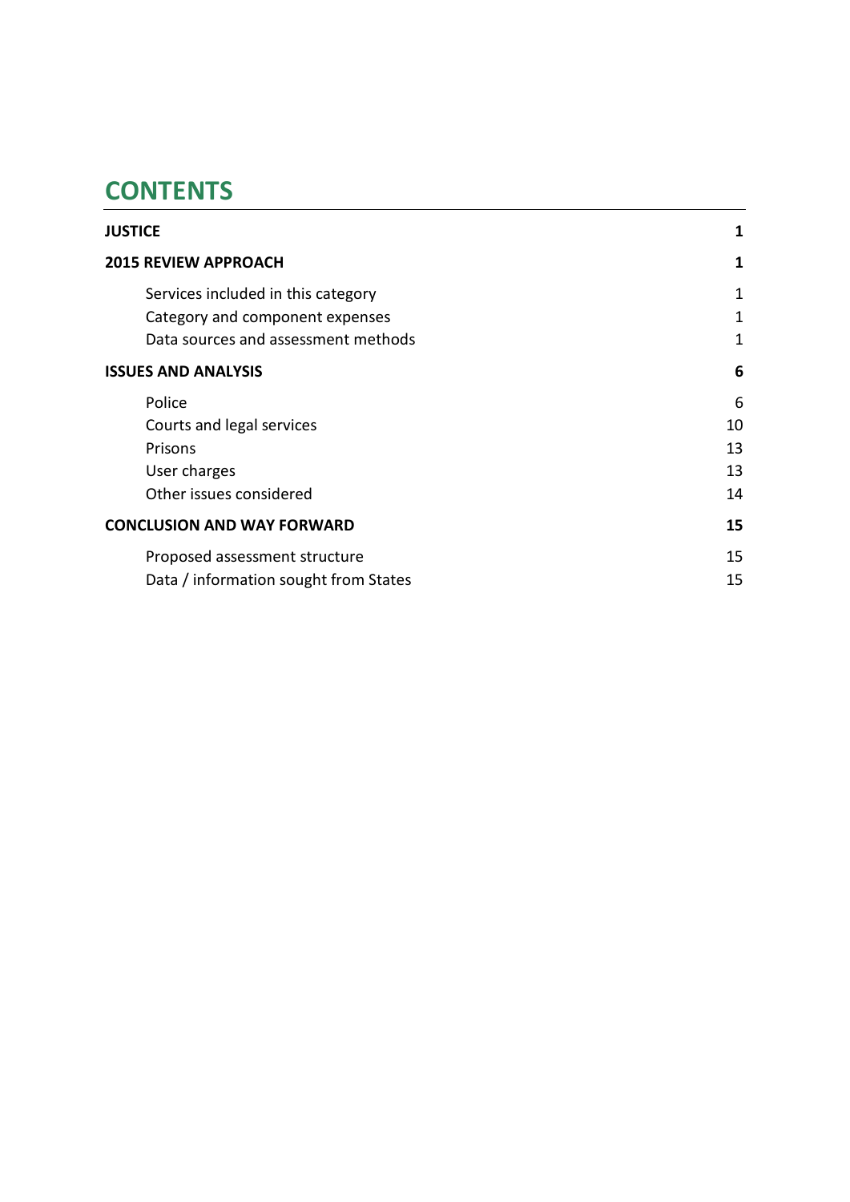# CONTENTS

| | |
|---|---|
| **JUSTICE** | **1** |
| **2015 REVIEW APPROACH** | **1** |
| Services included in this category | 1 |
| Category and component expenses | 1 |
| Data sources and assessment methods | 1 |
| **ISSUES AND ANALYSIS** | **6** |
| Police | 6 |
| Courts and legal services | 10 |
| Prisons | 13 |
| User charges | 13 |
| Other issues considered | 14 |
| **CONCLUSION AND WAY FORWARD** | **15** |
| Proposed assessment structure | 15 |
| Data / information sought from States | 15 |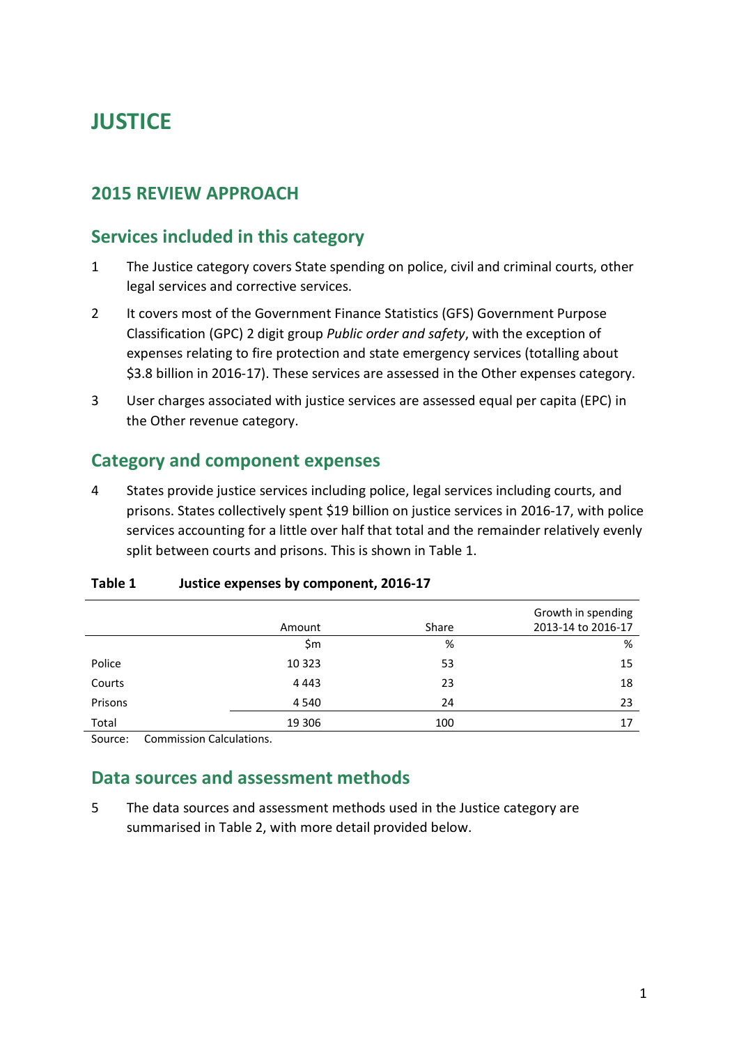# JUSTICE

## 2015 REVIEW APPROACH

### Services included in this category

1 The Justice category covers State spending on police, civil and criminal courts, other legal services and corrective services.

2 It covers most of the Government Finance Statistics (GFS) Government Purpose Classification (GPC) 2 digit group *Public order and safety*, with the exception of expenses relating to fire protection and state emergency services (totalling about $3.8 billion in 2016-17). These services are assessed in the Other expenses category.

3 User charges associated with justice services are assessed equal per capita (EPC) in the Other revenue category.

### Category and component expenses

4 States provide justice services including police, legal services including courts, and prisons. States collectively spent $19 billion on justice services in 2016-17, with police services accounting for a little over half that total and the remainder relatively evenly split between courts and prisons. This is shown in Table 1.

**Table 1 Justice expenses by component, 2016-17**

| | Amount | Share | Growth in spending 2013-14 to 2016-17 |
|---|---|---|---|
| | $m | % | % |
| Police | 10 323 | 53 | 15 |
| Courts | 4 443 | 23 | 18 |
| Prisons | 4 540 | 24 | 23 |
| Total | 19 306 | 100 | 17 |

Source: Commission Calculations.

### Data sources and assessment methods

5 The data sources and assessment methods used in the Justice category are summarised in Table 2, with more detail provided below.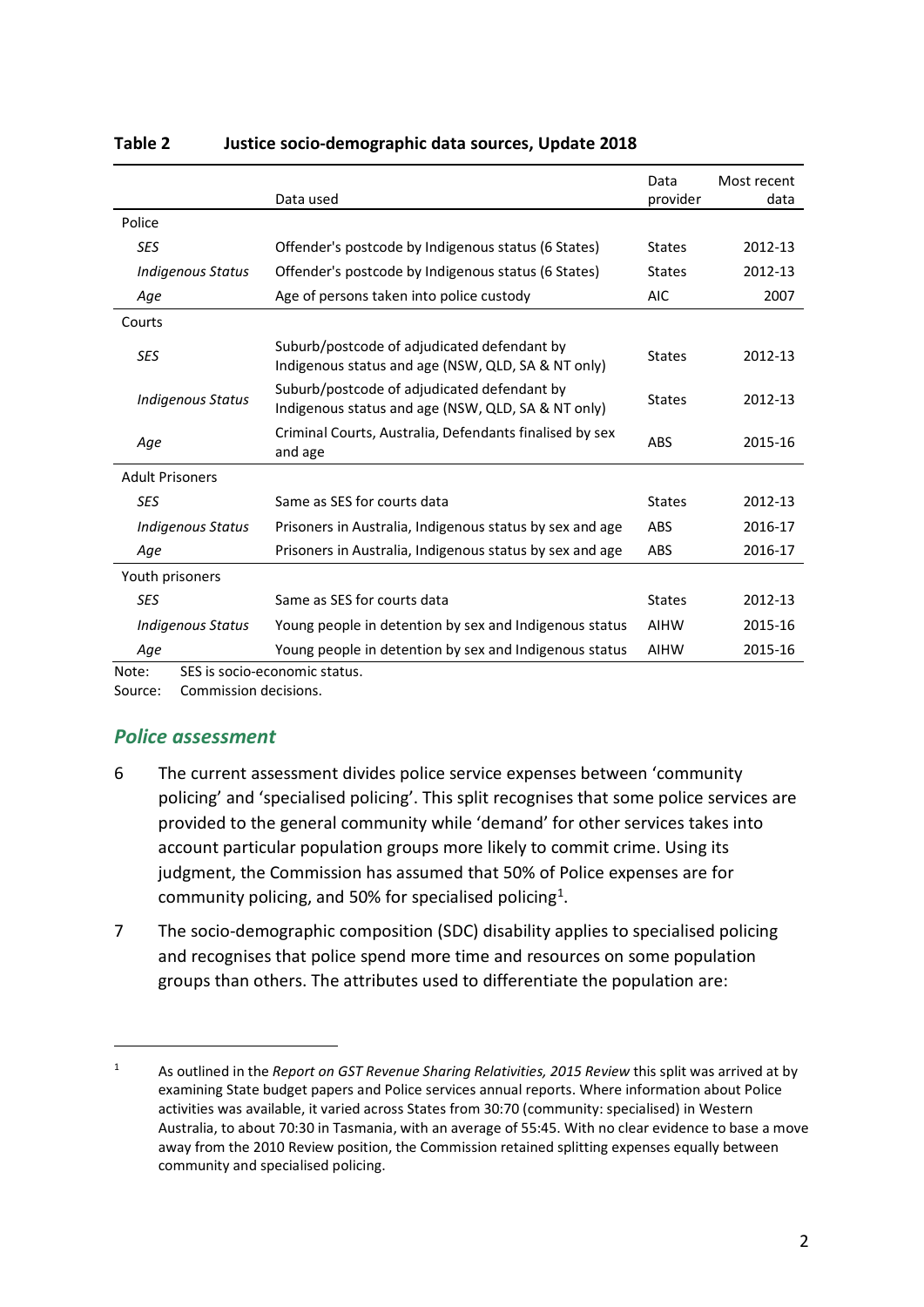**Table 2 Justice socio-demographic data sources, Update 2018**

| | Data used | Data provider | Most recent data |
|---|---|---|---|
| Police | | | |
| *SES* | Offender's postcode by Indigenous status (6 States) | States | 2012-13 |
| *Indigenous Status* | Offender's postcode by Indigenous status (6 States) | States | 2012-13 |
| *Age* | Age of persons taken into police custody | AIC | 2007 |
| Courts | | | |
| *SES* | Suburb/postcode of adjudicated defendant by Indigenous status and age (NSW, QLD, SA & NT only) | States | 2012-13 |
| *Indigenous Status* | Suburb/postcode of adjudicated defendant by Indigenous status and age (NSW, QLD, SA & NT only) | States | 2012-13 |
| *Age* | Criminal Courts, Australia, Defendants finalised by sex and age | ABS | 2015-16 |
| Adult Prisoners | | | |
| *SES* | Same as SES for courts data | States | 2012-13 |
| *Indigenous Status* | Prisoners in Australia, Indigenous status by sex and age | ABS | 2016-17 |
| *Age* | Prisoners in Australia, Indigenous status by sex and age | ABS | 2016-17 |
| Youth prisoners | | | |
| *SES* | Same as SES for courts data | States | 2012-13 |
| *Indigenous Status* | Young people in detention by sex and Indigenous status | AIHW | 2015-16 |
| *Age* | Young people in detention by sex and Indigenous status | AIHW | 2015-16 |

Note: SES is socio-economic status.

Source: Commission decisions.

## *Police assessment*

6 The current assessment divides police service expenses between 'community policing' and 'specialised policing'. This split recognises that some police services are provided to the general community while 'demand' for other services takes into account particular population groups more likely to commit crime. Using its judgment, the Commission has assumed that 50% of Police expenses are for community policing, and 50% for specialised policing[1].

7 The socio-demographic composition (SDC) disability applies to specialised policing and recognises that police spend more time and resources on some population groups than others. The attributes used to differentiate the population are:

---

[1] As outlined in the *Report on GST Revenue Sharing Relativities, 2015 Review* this split was arrived at by examining State budget papers and Police services annual reports. Where information about Police activities was available, it varied across States from 30:70 (community: specialised) in Western Australia, to about 70:30 in Tasmania, with an average of 55:45. With no clear evidence to base a move away from the 2010 Review position, the Commission retained splitting expenses equally between community and specialised policing.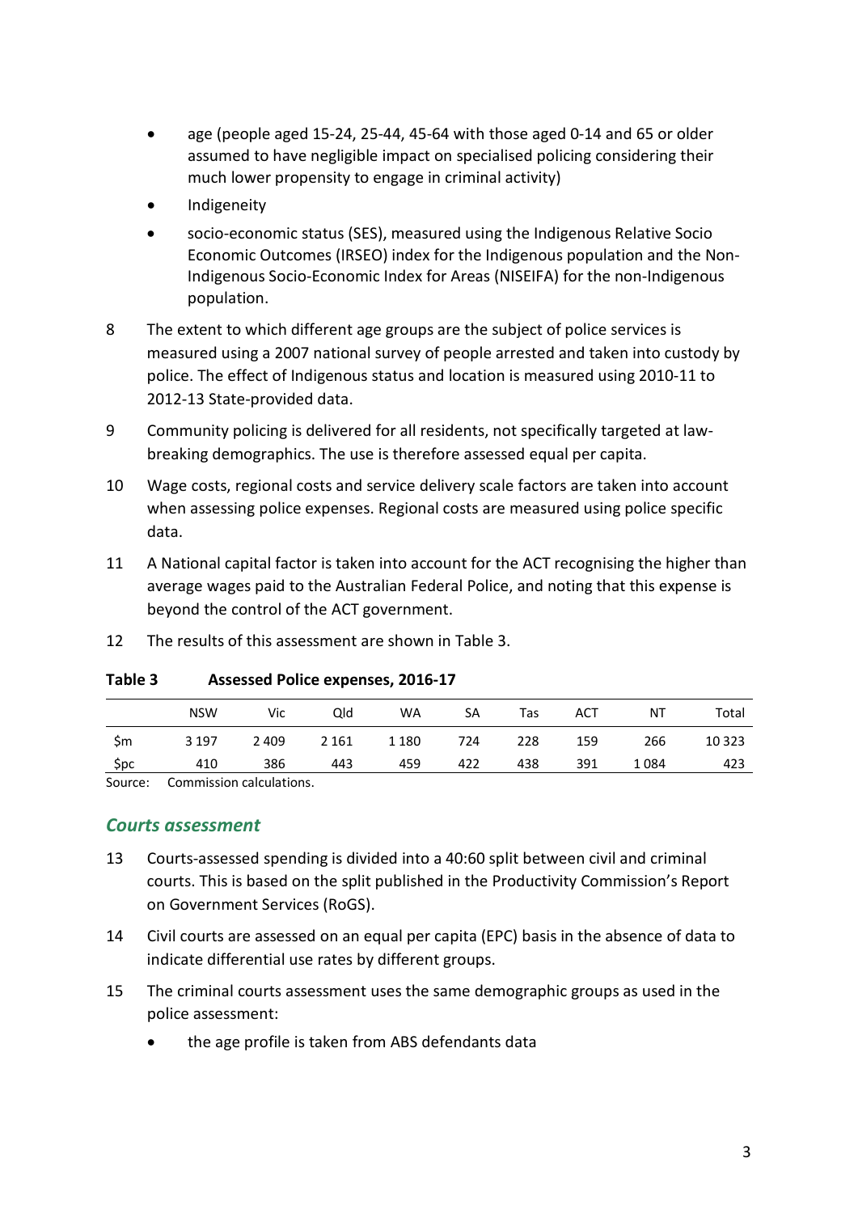- age (people aged 15-24, 25-44, 45-64 with those aged 0-14 and 65 or older assumed to have negligible impact on specialised policing considering their much lower propensity to engage in criminal activity)
- Indigeneity
- socio-economic status (SES), measured using the Indigenous Relative Socio Economic Outcomes (IRSEO) index for the Indigenous population and the Non-Indigenous Socio-Economic Index for Areas (NISEIFA) for the non-Indigenous population.

8 The extent to which different age groups are the subject of police services is measured using a 2007 national survey of people arrested and taken into custody by police. The effect of Indigenous status and location is measured using 2010-11 to 2012-13 State-provided data.

9 Community policing is delivered for all residents, not specifically targeted at law-breaking demographics. The use is therefore assessed equal per capita.

10 Wage costs, regional costs and service delivery scale factors are taken into account when assessing police expenses. Regional costs are measured using police specific data.

11 A National capital factor is taken into account for the ACT recognising the higher than average wages paid to the Australian Federal Police, and noting that this expense is beyond the control of the ACT government.

12 The results of this assessment are shown in Table 3.

**Table 3 Assessed Police expenses, 2016-17**

| | NSW | Vic | Qld | WA | SA | Tas | ACT | NT | Total |
|---|---|---|---|---|---|---|---|---|---|
| $m | 3 197 | 2 409 | 2 161 | 1 180 | 724 | 228 | 159 | 266 | 10 323 |
| $pc | 410 | 386 | 443 | 459 | 422 | 438 | 391 | 1 084 | 423 |

Source: Commission calculations.

## *Courts assessment*

13 Courts-assessed spending is divided into a 40:60 split between civil and criminal courts. This is based on the split published in the Productivity Commission's Report on Government Services (RoGS).

14 Civil courts are assessed on an equal per capita (EPC) basis in the absence of data to indicate differential use rates by different groups.

15 The criminal courts assessment uses the same demographic groups as used in the police assessment:

- the age profile is taken from ABS defendants data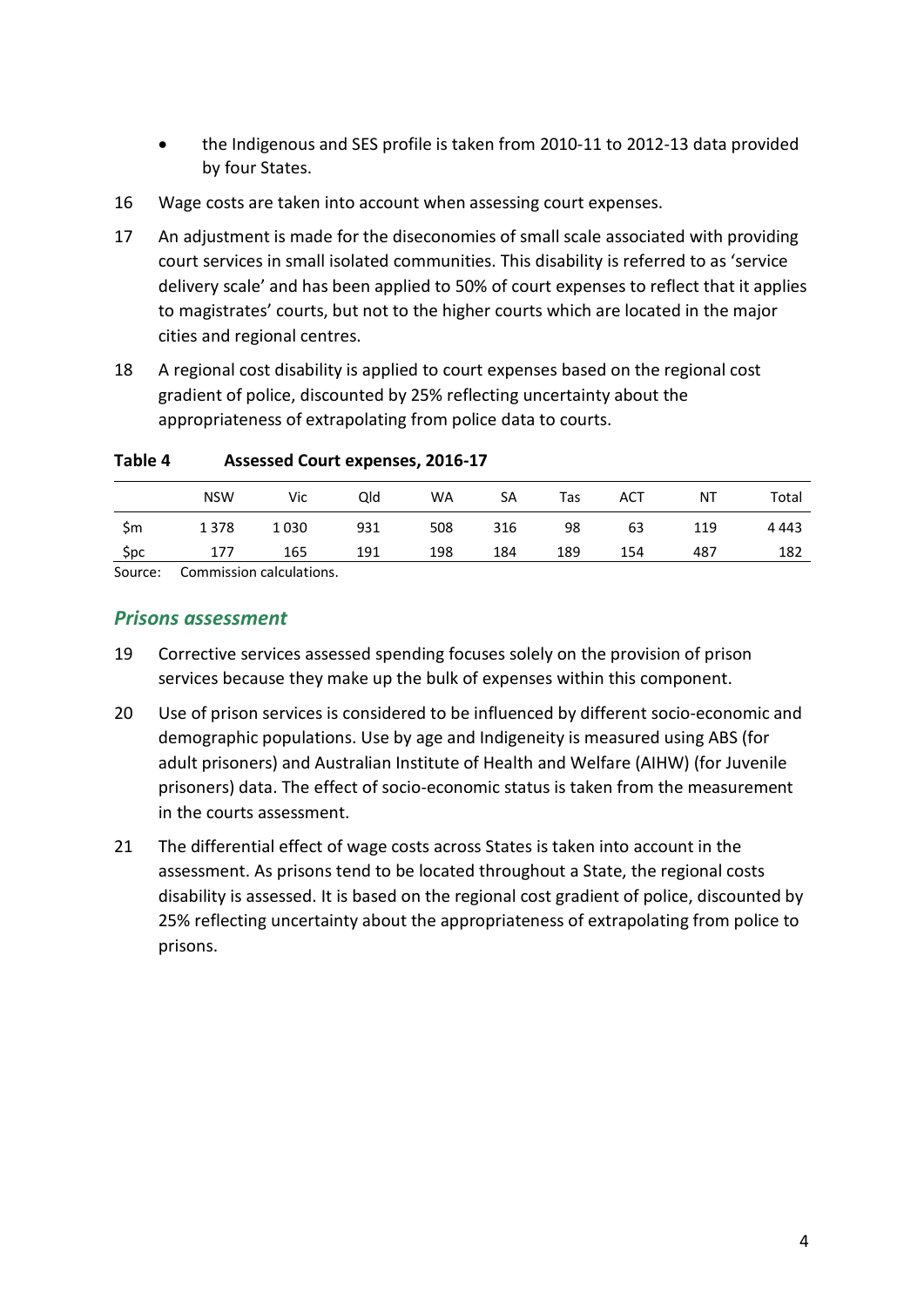- the Indigenous and SES profile is taken from 2010-11 to 2012-13 data provided by four States.

16 Wage costs are taken into account when assessing court expenses.

17 An adjustment is made for the diseconomies of small scale associated with providing court services in small isolated communities. This disability is referred to as 'service delivery scale' and has been applied to 50% of court expenses to reflect that it applies to magistrates' courts, but not to the higher courts which are located in the major cities and regional centres.

18 A regional cost disability is applied to court expenses based on the regional cost gradient of police, discounted by 25% reflecting uncertainty about the appropriateness of extrapolating from police data to courts.

**Table 4 Assessed Court expenses, 2016-17**

| | NSW | Vic | Qld | WA | SA | Tas | ACT | NT | Total |
|---|---|---|---|---|---|---|---|---|---|
| $m | 1 378 | 1 030 | 931 | 508 | 316 | 98 | 63 | 119 | 4 443 |
| $pc | 177 | 165 | 191 | 198 | 184 | 189 | 154 | 487 | 182 |

Source: Commission calculations.

### *Prisons assessment*

19 Corrective services assessed spending focuses solely on the provision of prison services because they make up the bulk of expenses within this component.

20 Use of prison services is considered to be influenced by different socio-economic and demographic populations. Use by age and Indigeneity is measured using ABS (for adult prisoners) and Australian Institute of Health and Welfare (AIHW) (for Juvenile prisoners) data. The effect of socio-economic status is taken from the measurement in the courts assessment.

21 The differential effect of wage costs across States is taken into account in the assessment. As prisons tend to be located throughout a State, the regional costs disability is assessed. It is based on the regional cost gradient of police, discounted by 25% reflecting uncertainty about the appropriateness of extrapolating from police to prisons.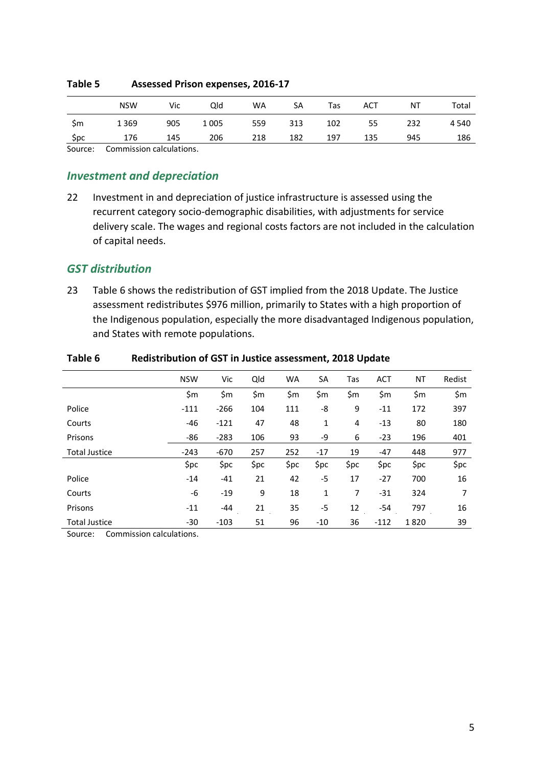**Table 5 Assessed Prison expenses, 2016-17**

| | NSW | Vic | Qld | WA | SA | Tas | ACT | NT | Total |
|---|---|---|---|---|---|---|---|---|---|
| $m | 1 369 | 905 | 1 005 | 559 | 313 | 102 | 55 | 232 | 4 540 |
| $pc | 176 | 145 | 206 | 218 | 182 | 197 | 135 | 945 | 186 |

Source: Commission calculations.

## *Investment and depreciation*

22 Investment in and depreciation of justice infrastructure is assessed using the recurrent category socio-demographic disabilities, with adjustments for service delivery scale. The wages and regional costs factors are not included in the calculation of capital needs.

## *GST distribution*

23 Table 6 shows the redistribution of GST implied from the 2018 Update. The Justice assessment redistributes $976 million, primarily to States with a high proportion of the Indigenous population, especially the more disadvantaged Indigenous population, and States with remote populations.

**Table 6 Redistribution of GST in Justice assessment, 2018 Update**

| | NSW | Vic | Qld | WA | SA | Tas | ACT | NT | Redist |
|---|---|---|---|---|---|---|---|---|---|
| | $m | $m | $m | $m | $m | $m | $m | $m | $m |
| Police | -111 | -266 | 104 | 111 | -8 | 9 | -11 | 172 | 397 |
| Courts | -46 | -121 | 47 | 48 | 1 | 4 | -13 | 80 | 180 |
| Prisons | -86 | -283 | 106 | 93 | -9 | 6 | -23 | 196 | 401 |
| Total Justice | -243 | -670 | 257 | 252 | -17 | 19 | -47 | 448 | 977 |
| | $pc | $pc | $pc | $pc | $pc | $pc | $pc | $pc | $pc |
| Police | -14 | -41 | 21 | 42 | -5 | 17 | -27 | 700 | 16 |
| Courts | -6 | -19 | 9 | 18 | 1 | 7 | -31 | 324 | 7 |
| Prisons | -11 | -44 | 21 | 35 | -5 | 12 | -54 | 797 | 16 |
| Total Justice | -30 | -103 | 51 | 96 | -10 | 36 | -112 | 1 820 | 39 |

Source: Commission calculations.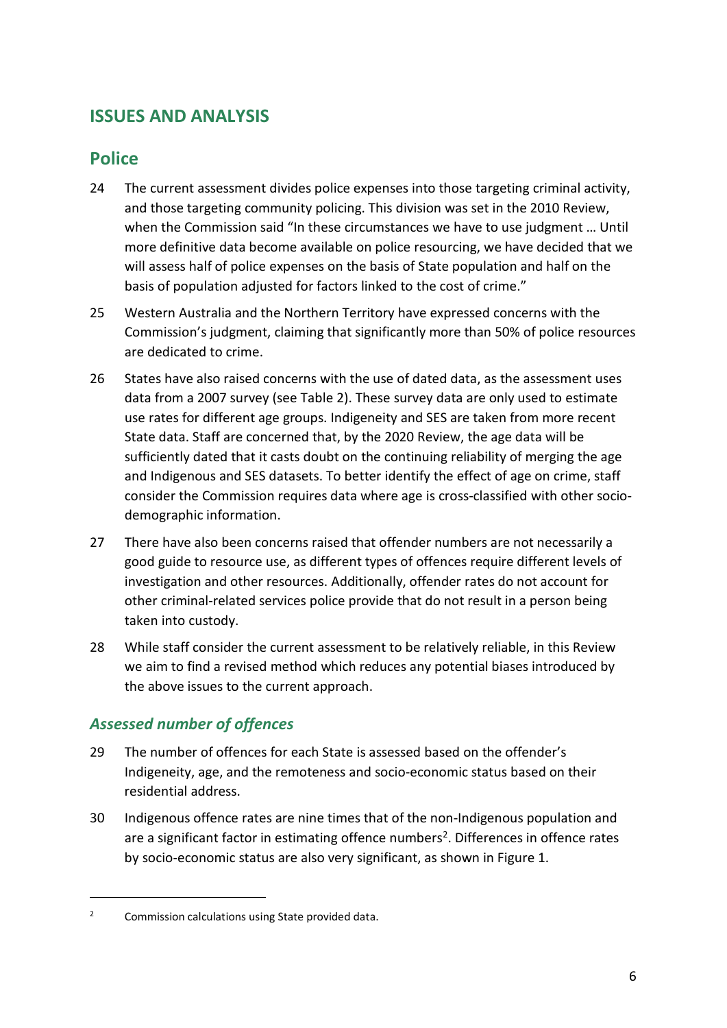## ISSUES AND ANALYSIS

### Police

24 The current assessment divides police expenses into those targeting criminal activity, and those targeting community policing. This division was set in the 2010 Review, when the Commission said "In these circumstances we have to use judgment … Until more definitive data become available on police resourcing, we have decided that we will assess half of police expenses on the basis of State population and half on the basis of population adjusted for factors linked to the cost of crime."

25 Western Australia and the Northern Territory have expressed concerns with the Commission's judgment, claiming that significantly more than 50% of police resources are dedicated to crime.

26 States have also raised concerns with the use of dated data, as the assessment uses data from a 2007 survey (see Table 2). These survey data are only used to estimate use rates for different age groups. Indigeneity and SES are taken from more recent State data. Staff are concerned that, by the 2020 Review, the age data will be sufficiently dated that it casts doubt on the continuing reliability of merging the age and Indigenous and SES datasets. To better identify the effect of age on crime, staff consider the Commission requires data where age is cross-classified with other socio-demographic information.

27 There have also been concerns raised that offender numbers are not necessarily a good guide to resource use, as different types of offences require different levels of investigation and other resources. Additionally, offender rates do not account for other criminal-related services police provide that do not result in a person being taken into custody.

28 While staff consider the current assessment to be relatively reliable, in this Review we aim to find a revised method which reduces any potential biases introduced by the above issues to the current approach.

#### *Assessed number of offences*

29 The number of offences for each State is assessed based on the offender's Indigeneity, age, and the remoteness and socio-economic status based on their residential address.

30 Indigenous offence rates are nine times that of the non-Indigenous population and are a significant factor in estimating offence numbers[2]. Differences in offence rates by socio-economic status are also very significant, as shown in Figure 1.

---

[2] Commission calculations using State provided data.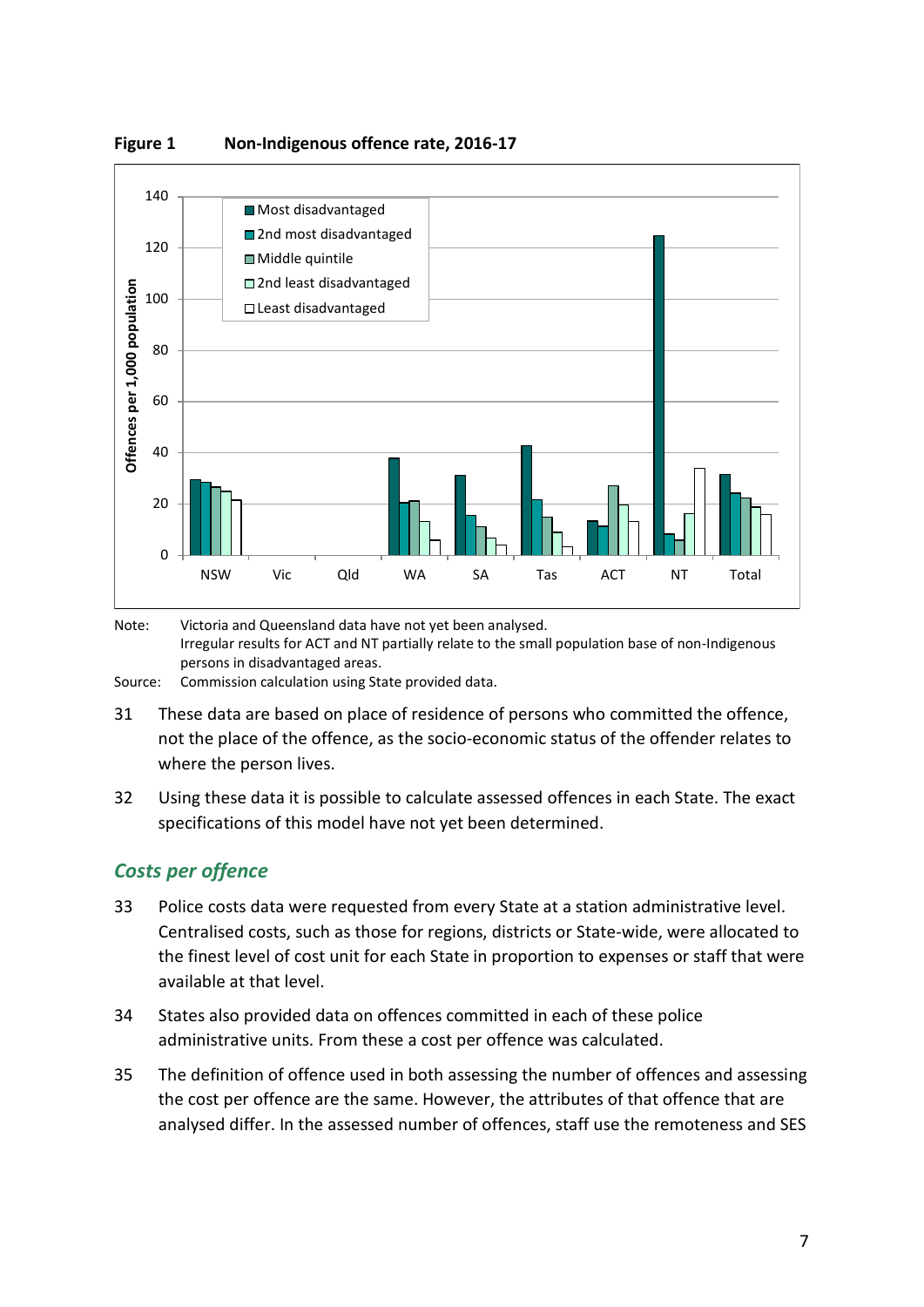**Figure 1 Non-Indigenous offence rate, 2016-17**

Note: Victoria and Queensland data have not yet been analysed.
Irregular results for ACT and NT partially relate to the small population base of non-Indigenous persons in disadvantaged areas.

Source: Commission calculation using State provided data.

31 These data are based on place of residence of persons who committed the offence, not the place of the offence, as the socio-economic status of the offender relates to where the person lives.

32 Using these data it is possible to calculate assessed offences in each State. The exact specifications of this model have not yet been determined.

## *Costs per offence*

33 Police costs data were requested from every State at a station administrative level. Centralised costs, such as those for regions, districts or State-wide, were allocated to the finest level of cost unit for each State in proportion to expenses or staff that were available at that level.

34 States also provided data on offences committed in each of these police administrative units. From these a cost per offence was calculated.

35 The definition of offence used in both assessing the number of offences and assessing the cost per offence are the same. However, the attributes of that offence that are analysed differ. In the assessed number of offences, staff use the remoteness and SES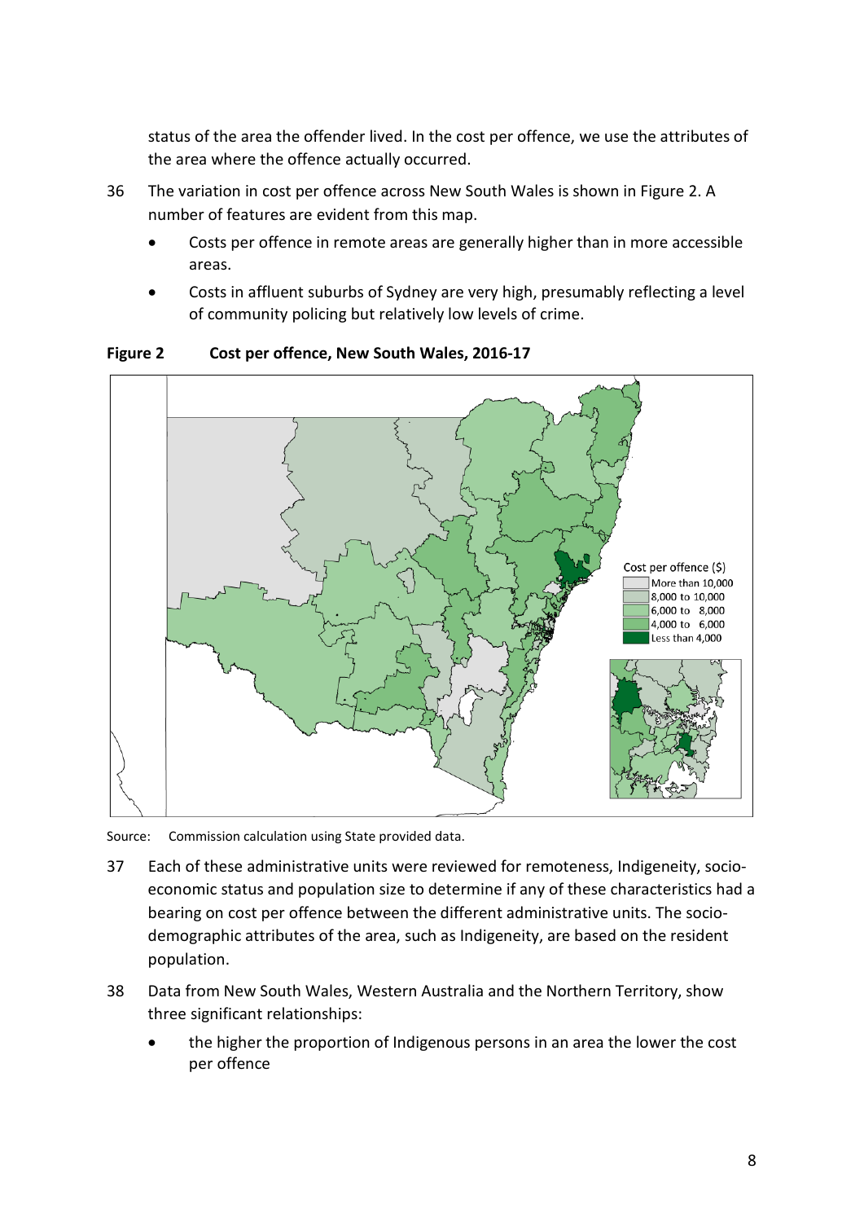status of the area the offender lived. In the cost per offence, we use the attributes of the area where the offence actually occurred.

36 The variation in cost per offence across New South Wales is shown in Figure 2. A number of features are evident from this map.

- Costs per offence in remote areas are generally higher than in more accessible areas.
- Costs in affluent suburbs of Sydney are very high, presumably reflecting a level of community policing but relatively low levels of crime.

**Figure 2 Cost per offence, New South Wales, 2016-17**

Cost per offence ($)
- More than 10,000
- 8,000 to 10,000
- 6,000 to 8,000
- 4,000 to 6,000
- Less than 4,000

Source: Commission calculation using State provided data.

37 Each of these administrative units were reviewed for remoteness, Indigeneity, socio-economic status and population size to determine if any of these characteristics had a bearing on cost per offence between the different administrative units. The socio-demographic attributes of the area, such as Indigeneity, are based on the resident population.

38 Data from New South Wales, Western Australia and the Northern Territory, show three significant relationships:

- the higher the proportion of Indigenous persons in an area the lower the cost per offence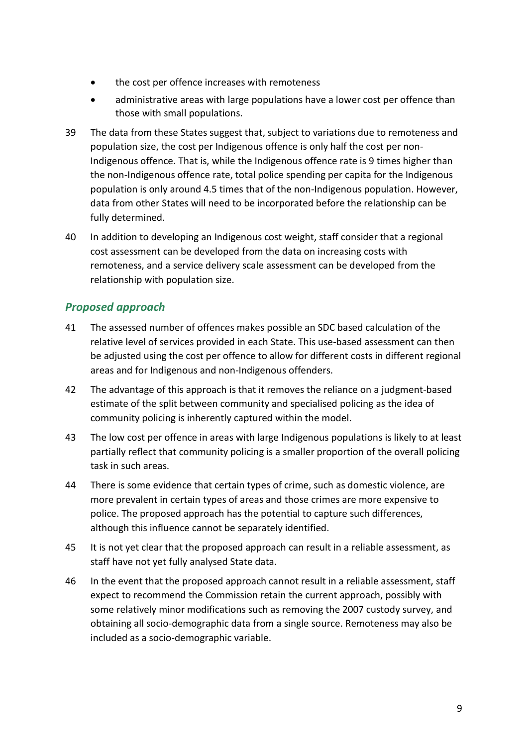- the cost per offence increases with remoteness
- administrative areas with large populations have a lower cost per offence than those with small populations.

39 The data from these States suggest that, subject to variations due to remoteness and population size, the cost per Indigenous offence is only half the cost per non-Indigenous offence. That is, while the Indigenous offence rate is 9 times higher than the non-Indigenous offence rate, total police spending per capita for the Indigenous population is only around 4.5 times that of the non-Indigenous population. However, data from other States will need to be incorporated before the relationship can be fully determined.

40 In addition to developing an Indigenous cost weight, staff consider that a regional cost assessment can be developed from the data on increasing costs with remoteness, and a service delivery scale assessment can be developed from the relationship with population size.

### *Proposed approach*

41 The assessed number of offences makes possible an SDC based calculation of the relative level of services provided in each State. This use-based assessment can then be adjusted using the cost per offence to allow for different costs in different regional areas and for Indigenous and non-Indigenous offenders.

42 The advantage of this approach is that it removes the reliance on a judgment-based estimate of the split between community and specialised policing as the idea of community policing is inherently captured within the model.

43 The low cost per offence in areas with large Indigenous populations is likely to at least partially reflect that community policing is a smaller proportion of the overall policing task in such areas.

44 There is some evidence that certain types of crime, such as domestic violence, are more prevalent in certain types of areas and those crimes are more expensive to police. The proposed approach has the potential to capture such differences, although this influence cannot be separately identified.

45 It is not yet clear that the proposed approach can result in a reliable assessment, as staff have not yet fully analysed State data.

46 In the event that the proposed approach cannot result in a reliable assessment, staff expect to recommend the Commission retain the current approach, possibly with some relatively minor modifications such as removing the 2007 custody survey, and obtaining all socio-demographic data from a single source. Remoteness may also be included as a socio-demographic variable.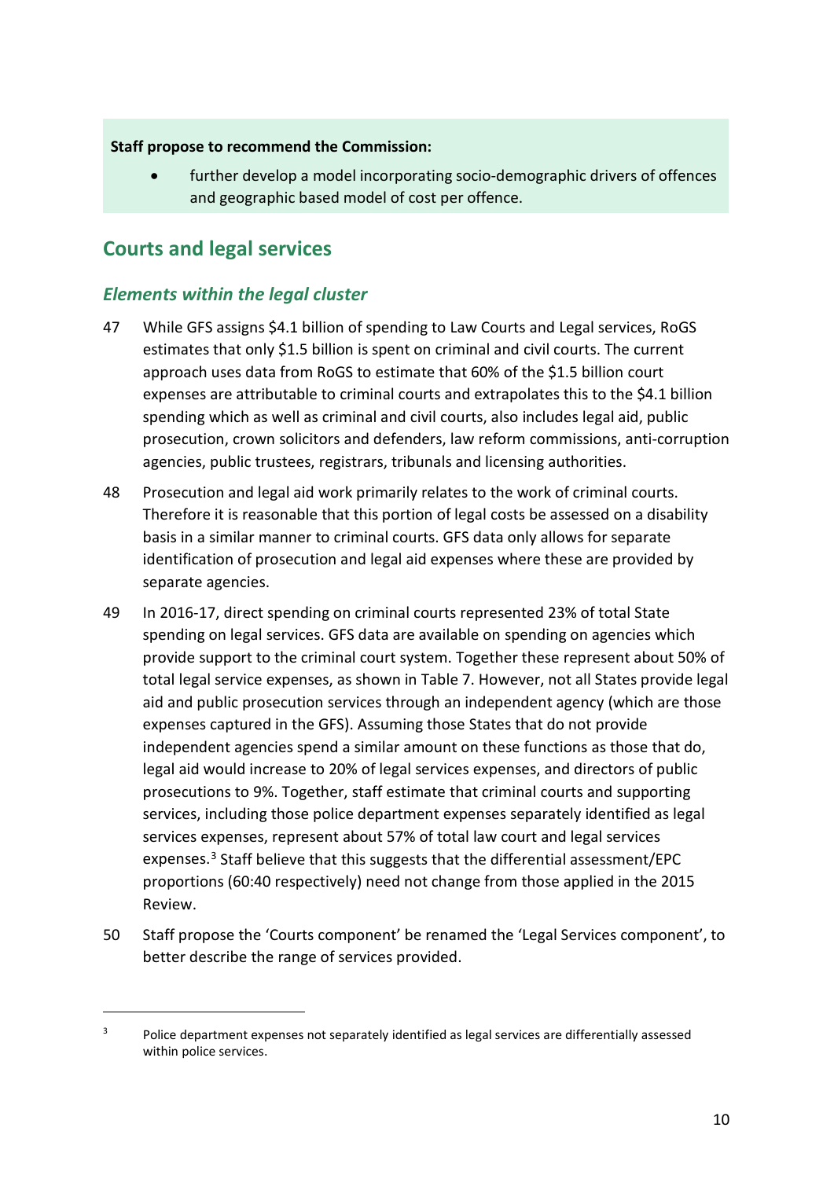**Staff propose to recommend the Commission:**

- further develop a model incorporating socio-demographic drivers of offences and geographic based model of cost per offence.

## Courts and legal services

### *Elements within the legal cluster*

47 While GFS assigns $4.1 billion of spending to Law Courts and Legal services, RoGS estimates that only $1.5 billion is spent on criminal and civil courts. The current approach uses data from RoGS to estimate that 60% of the $1.5 billion court expenses are attributable to criminal courts and extrapolates this to the $4.1 billion spending which as well as criminal and civil courts, also includes legal aid, public prosecution, crown solicitors and defenders, law reform commissions, anti-corruption agencies, public trustees, registrars, tribunals and licensing authorities.

48 Prosecution and legal aid work primarily relates to the work of criminal courts. Therefore it is reasonable that this portion of legal costs be assessed on a disability basis in a similar manner to criminal courts. GFS data only allows for separate identification of prosecution and legal aid expenses where these are provided by separate agencies.

49 In 2016-17, direct spending on criminal courts represented 23% of total State spending on legal services. GFS data are available on spending on agencies which provide support to the criminal court system. Together these represent about 50% of total legal service expenses, as shown in Table 7. However, not all States provide legal aid and public prosecution services through an independent agency (which are those expenses captured in the GFS). Assuming those States that do not provide independent agencies spend a similar amount on these functions as those that do, legal aid would increase to 20% of legal services expenses, and directors of public prosecutions to 9%. Together, staff estimate that criminal courts and supporting services, including those police department expenses separately identified as legal services expenses, represent about 57% of total law court and legal services expenses.[3] Staff believe that this suggests that the differential assessment/EPC proportions (60:40 respectively) need not change from those applied in the 2015 Review.

50 Staff propose the 'Courts component' be renamed the 'Legal Services component', to better describe the range of services provided.

[3] Police department expenses not separately identified as legal services are differentially assessed within police services.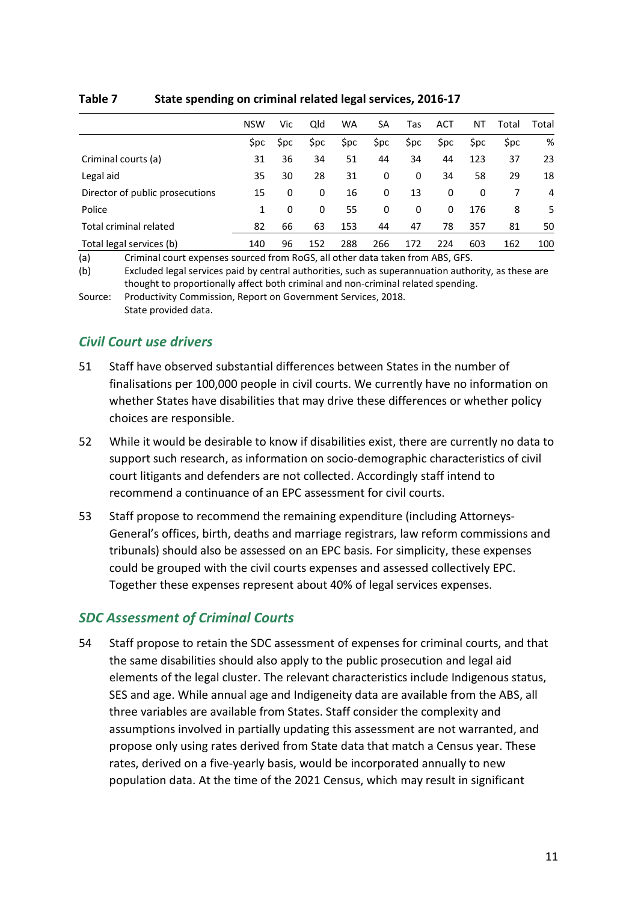**Table 7 State spending on criminal related legal services, 2016-17**

| | NSW | Vic | Qld | WA | SA | Tas | ACT | NT | Total | Total |
|---|---|---|---|---|---|---|---|---|---|---|
| | $pc | $pc | $pc | $pc | $pc | $pc | $pc | $pc | $pc | % |
| Criminal courts (a) | 31 | 36 | 34 | 51 | 44 | 34 | 44 | 123 | 37 | 23 |
| Legal aid | 35 | 30 | 28 | 31 | 0 | 0 | 34 | 58 | 29 | 18 |
| Director of public prosecutions | 15 | 0 | 0 | 16 | 0 | 13 | 0 | 0 | 7 | 4 |
| Police | 1 | 0 | 0 | 55 | 0 | 0 | 0 | 176 | 8 | 5 |
| Total criminal related | 82 | 66 | 63 | 153 | 44 | 47 | 78 | 357 | 81 | 50 |
| Total legal services (b) | 140 | 96 | 152 | 288 | 266 | 172 | 224 | 603 | 162 | 100 |

(a) Criminal court expenses sourced from RoGS, all other data taken from ABS, GFS.

(b) Excluded legal services paid by central authorities, such as superannuation authority, as these are thought to proportionally affect both criminal and non-criminal related spending.

Source: Productivity Commission, Report on Government Services, 2018.
State provided data.

## *Civil Court use drivers*

51 Staff have observed substantial differences between States in the number of finalisations per 100,000 people in civil courts. We currently have no information on whether States have disabilities that may drive these differences or whether policy choices are responsible.

52 While it would be desirable to know if disabilities exist, there are currently no data to support such research, as information on socio-demographic characteristics of civil court litigants and defenders are not collected. Accordingly staff intend to recommend a continuance of an EPC assessment for civil courts.

53 Staff propose to recommend the remaining expenditure (including Attorneys-General's offices, birth, deaths and marriage registrars, law reform commissions and tribunals) should also be assessed on an EPC basis. For simplicity, these expenses could be grouped with the civil courts expenses and assessed collectively EPC. Together these expenses represent about 40% of legal services expenses.

## *SDC Assessment of Criminal Courts*

54 Staff propose to retain the SDC assessment of expenses for criminal courts, and that the same disabilities should also apply to the public prosecution and legal aid elements of the legal cluster. The relevant characteristics include Indigenous status, SES and age. While annual age and Indigeneity data are available from the ABS, all three variables are available from States. Staff consider the complexity and assumptions involved in partially updating this assessment are not warranted, and propose only using rates derived from State data that match a Census year. These rates, derived on a five-yearly basis, would be incorporated annually to new population data. At the time of the 2021 Census, which may result in significant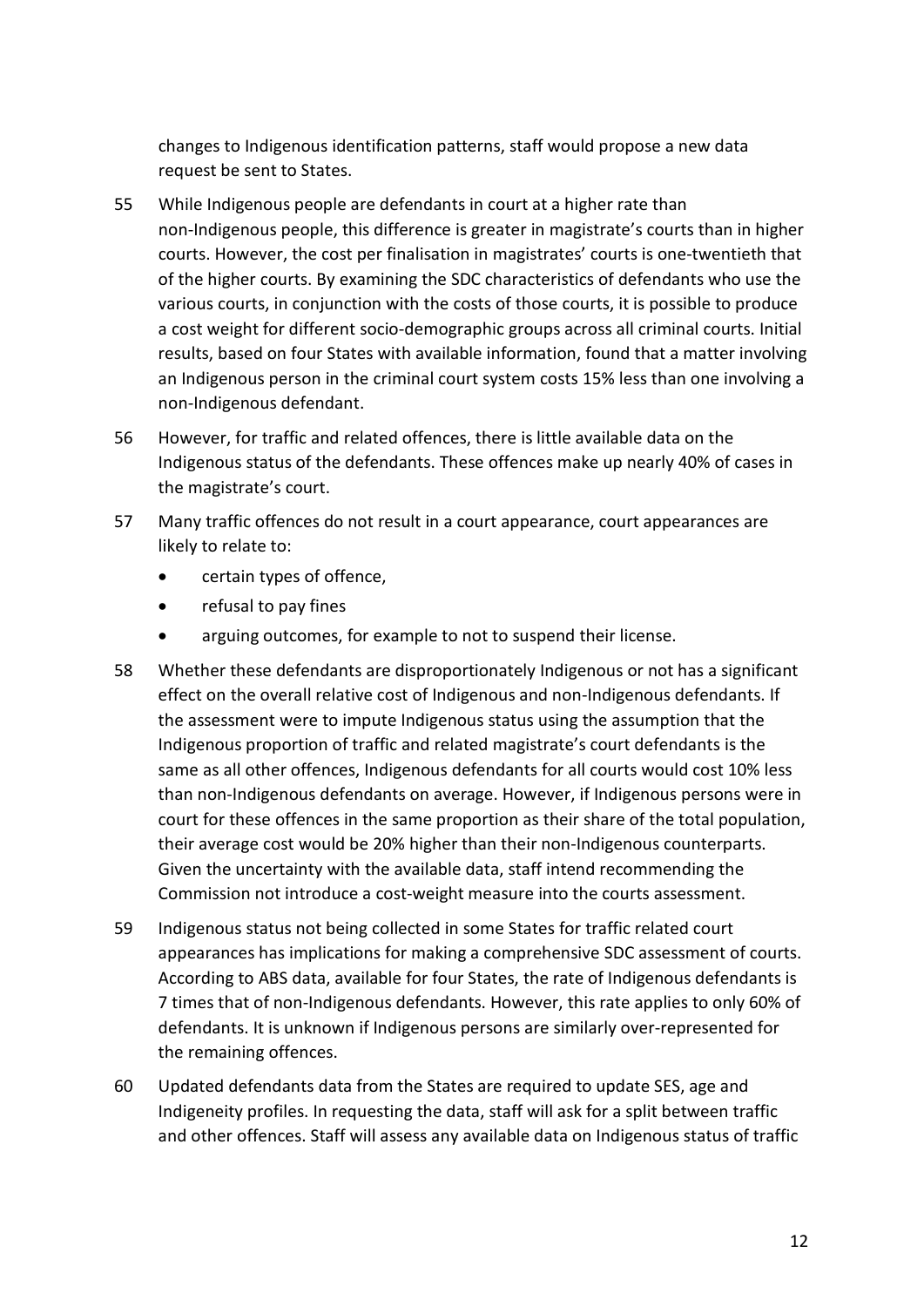changes to Indigenous identification patterns, staff would propose a new data request be sent to States.

55 While Indigenous people are defendants in court at a higher rate than non-Indigenous people, this difference is greater in magistrate's courts than in higher courts. However, the cost per finalisation in magistrates' courts is one-twentieth that of the higher courts. By examining the SDC characteristics of defendants who use the various courts, in conjunction with the costs of those courts, it is possible to produce a cost weight for different socio-demographic groups across all criminal courts. Initial results, based on four States with available information, found that a matter involving an Indigenous person in the criminal court system costs 15% less than one involving a non-Indigenous defendant.

56 However, for traffic and related offences, there is little available data on the Indigenous status of the defendants. These offences make up nearly 40% of cases in the magistrate's court.

57 Many traffic offences do not result in a court appearance, court appearances are likely to relate to:

- certain types of offence,
- refusal to pay fines
- arguing outcomes, for example to not to suspend their license.

58 Whether these defendants are disproportionately Indigenous or not has a significant effect on the overall relative cost of Indigenous and non-Indigenous defendants. If the assessment were to impute Indigenous status using the assumption that the Indigenous proportion of traffic and related magistrate's court defendants is the same as all other offences, Indigenous defendants for all courts would cost 10% less than non-Indigenous defendants on average. However, if Indigenous persons were in court for these offences in the same proportion as their share of the total population, their average cost would be 20% higher than their non-Indigenous counterparts. Given the uncertainty with the available data, staff intend recommending the Commission not introduce a cost-weight measure into the courts assessment.

59 Indigenous status not being collected in some States for traffic related court appearances has implications for making a comprehensive SDC assessment of courts. According to ABS data, available for four States, the rate of Indigenous defendants is 7 times that of non-Indigenous defendants. However, this rate applies to only 60% of defendants. It is unknown if Indigenous persons are similarly over-represented for the remaining offences.

60 Updated defendants data from the States are required to update SES, age and Indigeneity profiles. In requesting the data, staff will ask for a split between traffic and other offences. Staff will assess any available data on Indigenous status of traffic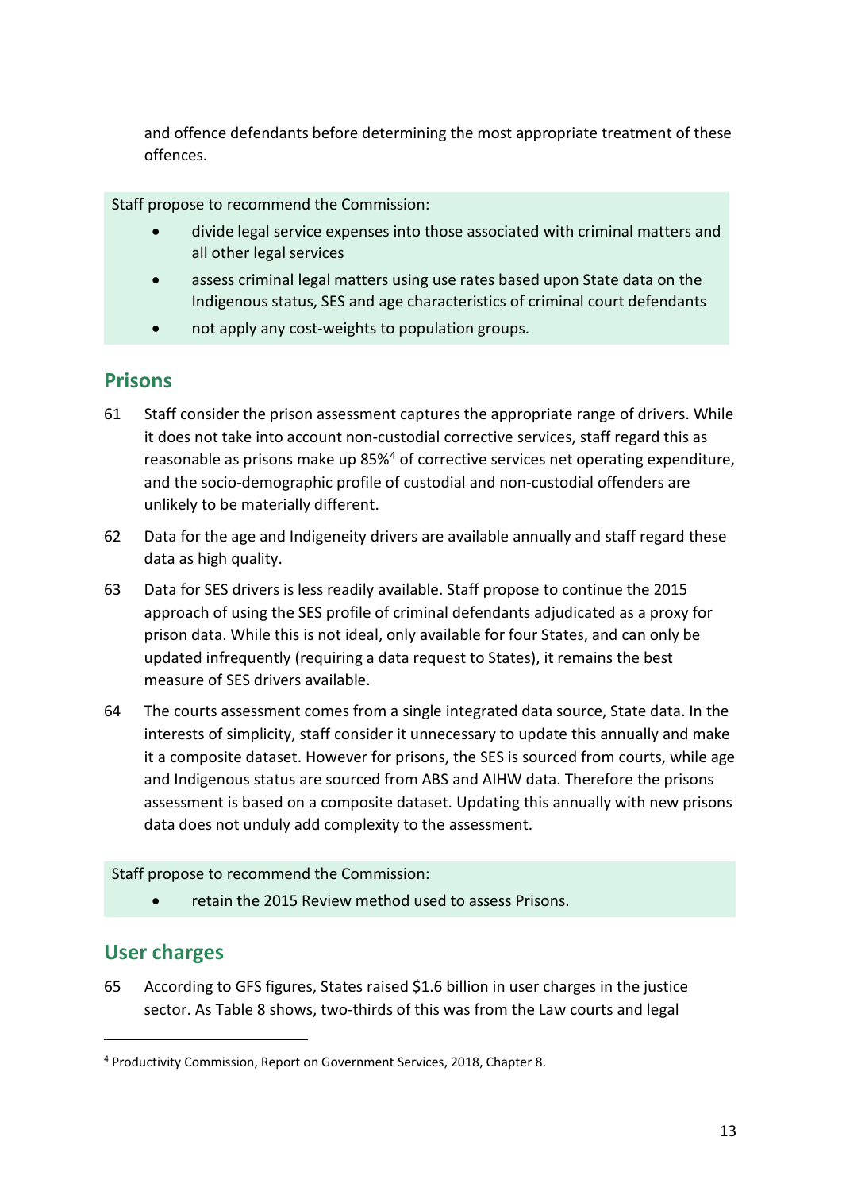and offence defendants before determining the most appropriate treatment of these offences.

Staff propose to recommend the Commission:

- divide legal service expenses into those associated with criminal matters and all other legal services
- assess criminal legal matters using use rates based upon State data on the Indigenous status, SES and age characteristics of criminal court defendants
- not apply any cost-weights to population groups.

## Prisons

61 Staff consider the prison assessment captures the appropriate range of drivers. While it does not take into account non-custodial corrective services, staff regard this as reasonable as prisons make up 85%[4] of corrective services net operating expenditure, and the socio-demographic profile of custodial and non-custodial offenders are unlikely to be materially different.

62 Data for the age and Indigeneity drivers are available annually and staff regard these data as high quality.

63 Data for SES drivers is less readily available. Staff propose to continue the 2015 approach of using the SES profile of criminal defendants adjudicated as a proxy for prison data. While this is not ideal, only available for four States, and can only be updated infrequently (requiring a data request to States), it remains the best measure of SES drivers available.

64 The courts assessment comes from a single integrated data source, State data. In the interests of simplicity, staff consider it unnecessary to update this annually and make it a composite dataset. However for prisons, the SES is sourced from courts, while age and Indigenous status are sourced from ABS and AIHW data. Therefore the prisons assessment is based on a composite dataset. Updating this annually with new prisons data does not unduly add complexity to the assessment.

Staff propose to recommend the Commission:

- retain the 2015 Review method used to assess Prisons.

## User charges

65 According to GFS figures, States raised $1.6 billion in user charges in the justice sector. As Table 8 shows, two-thirds of this was from the Law courts and legal

[4] Productivity Commission, Report on Government Services, 2018, Chapter 8.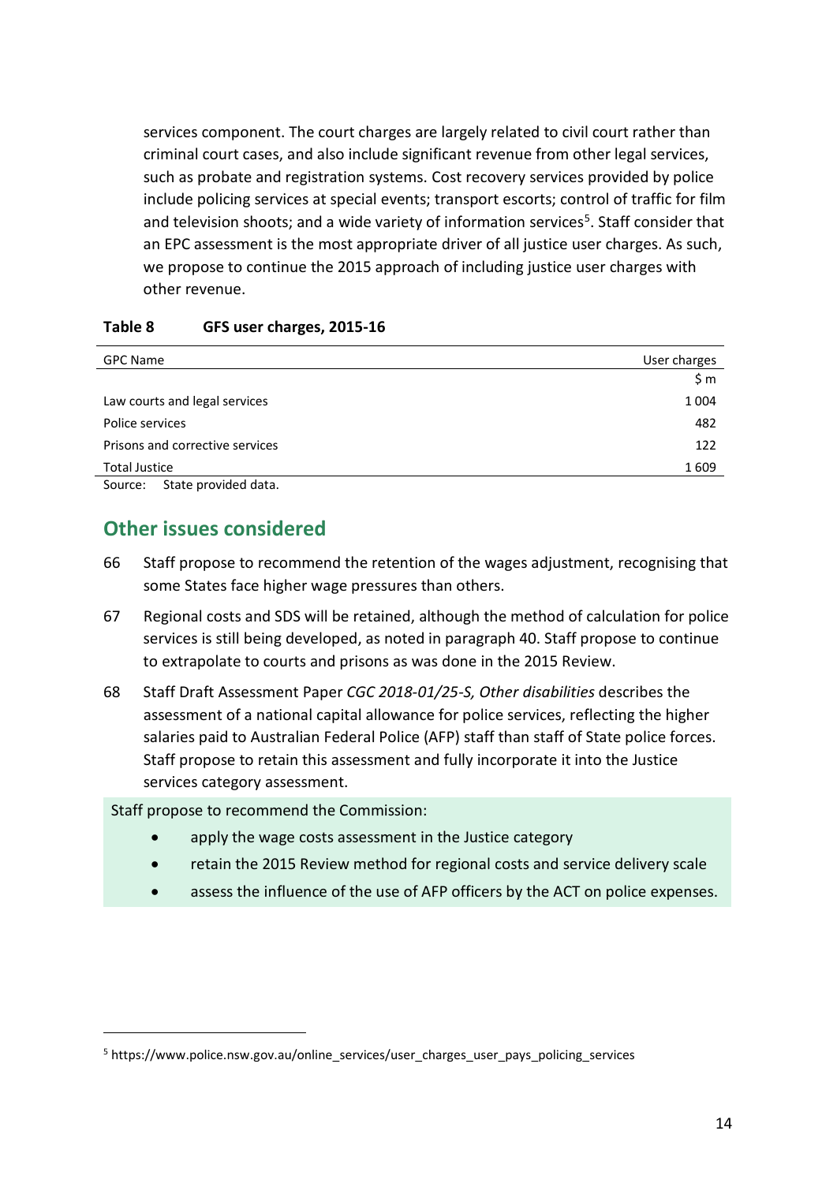services component. The court charges are largely related to civil court rather than criminal court cases, and also include significant revenue from other legal services, such as probate and registration systems. Cost recovery services provided by police include policing services at special events; transport escorts; control of traffic for film and television shoots; and a wide variety of information services[5]. Staff consider that an EPC assessment is the most appropriate driver of all justice user charges. As such, we propose to continue the 2015 approach of including justice user charges with other revenue.

**Table 8 GFS user charges, 2015-16**

| GPC Name | User charges |
|---|---|
| | $ m |
| Law courts and legal services | 1 004 |
| Police services | 482 |
| Prisons and corrective services | 122 |
| Total Justice | 1 609 |

Source: State provided data.

## Other issues considered

66 Staff propose to recommend the retention of the wages adjustment, recognising that some States face higher wage pressures than others.

67 Regional costs and SDS will be retained, although the method of calculation for police services is still being developed, as noted in paragraph 40. Staff propose to continue to extrapolate to courts and prisons as was done in the 2015 Review.

68 Staff Draft Assessment Paper *CGC 2018-01/25-S, Other disabilities* describes the assessment of a national capital allowance for police services, reflecting the higher salaries paid to Australian Federal Police (AFP) staff than staff of State police forces. Staff propose to retain this assessment and fully incorporate it into the Justice services category assessment.

Staff propose to recommend the Commission:

- apply the wage costs assessment in the Justice category
- retain the 2015 Review method for regional costs and service delivery scale
- assess the influence of the use of AFP officers by the ACT on police expenses.

[5] https://www.police.nsw.gov.au/online_services/user_charges_user_pays_policing_services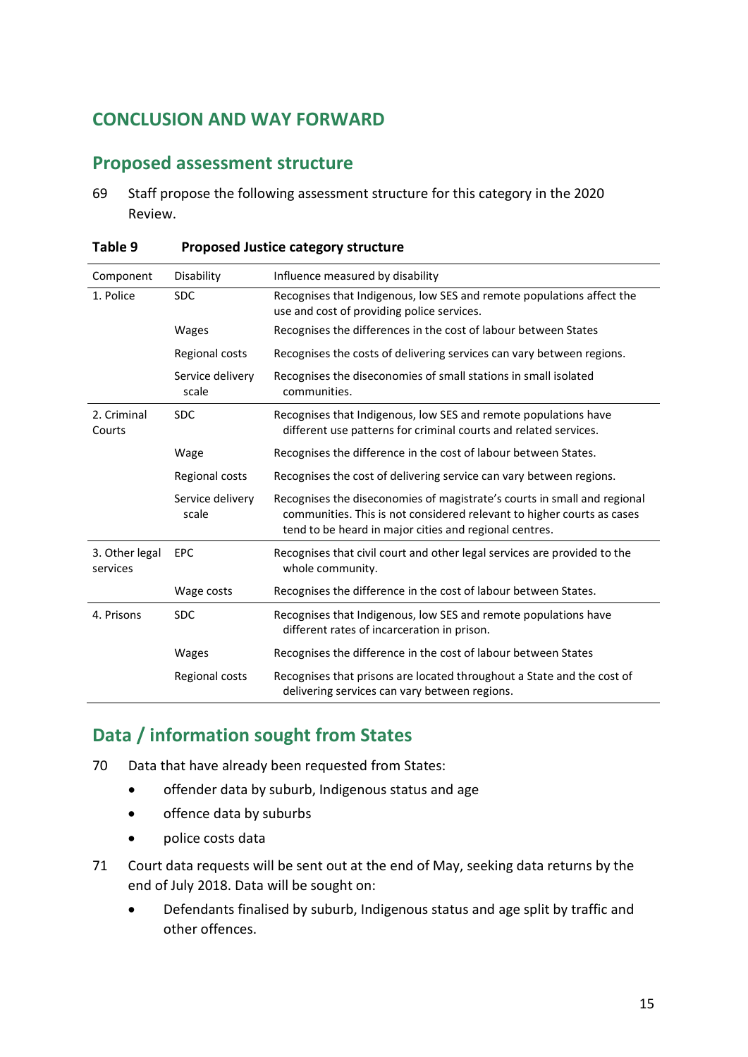## CONCLUSION AND WAY FORWARD

### Proposed assessment structure

69 Staff propose the following assessment structure for this category in the 2020 Review.

**Table 9 Proposed Justice category structure**

| Component | Disability | Influence measured by disability |
|---|---|---|
| 1. Police | SDC | Recognises that Indigenous, low SES and remote populations affect the use and cost of providing police services. |
| | Wages | Recognises the differences in the cost of labour between States |
| | Regional costs | Recognises the costs of delivering services can vary between regions. |
| | Service delivery scale | Recognises the diseconomies of small stations in small isolated communities. |
| 2. Criminal Courts | SDC | Recognises that Indigenous, low SES and remote populations have different use patterns for criminal courts and related services. |
| | Wage | Recognises the difference in the cost of labour between States. |
| | Regional costs | Recognises the cost of delivering service can vary between regions. |
| | Service delivery scale | Recognises the diseconomies of magistrate's courts in small and regional communities. This is not considered relevant to higher courts as cases tend to be heard in major cities and regional centres. |
| 3. Other legal services | EPC | Recognises that civil court and other legal services are provided to the whole community. |
| | Wage costs | Recognises the difference in the cost of labour between States. |
| 4. Prisons | SDC | Recognises that Indigenous, low SES and remote populations have different rates of incarceration in prison. |
| | Wages | Recognises the difference in the cost of labour between States |
| | Regional costs | Recognises that prisons are located throughout a State and the cost of delivering services can vary between regions. |

### Data / information sought from States

70 Data that have already been requested from States:

- offender data by suburb, Indigenous status and age
- offence data by suburbs
- police costs data

71 Court data requests will be sent out at the end of May, seeking data returns by the end of July 2018. Data will be sought on:

- Defendants finalised by suburb, Indigenous status and age split by traffic and other offences.